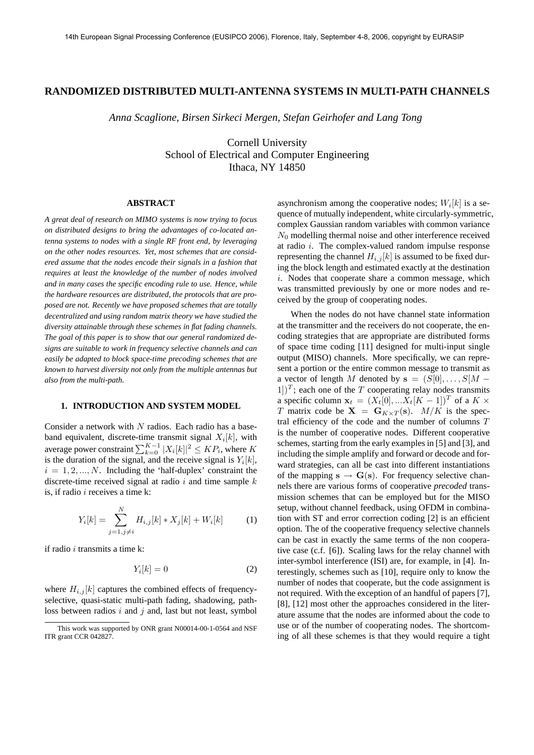# RANDOMIZED DISTRIBUTED MULTI-ANTENNA SYSTEMS IN MULTI-PATH CHANNELS

*Anna Scaglione, Birsen Sirkeci Mergen, Stefan Geirhofer and Lang Tong*

Cornell University
School of Electrical and Computer Engineering
Ithaca, NY 14850

## ABSTRACT

*A great deal of research on MIMO systems is now trying to focus on distributed designs to bring the advantages of co-located antenna systems to nodes with a single RF front end, by leveraging on the other nodes resources. Yet, most schemes that are considered assume that the nodes encode their signals in a fashion that requires at least the knowledge of the number of nodes involved and in many cases the specific encoding rule to use. Hence, while the hardware resources are distributed, the protocols that are proposed are not. Recently we have proposed schemes that are totally decentralized and using random matrix theory we have studied the diversity attainable through these schemes in flat fading channels. The goal of this paper is to show that our general randomized designs are suitable to work in frequency selective channels and can easily be adapted to block space-time precoding schemes that are known to harvest diversity not only from the multiple antennas but also from the multi-path.*

## 1. INTRODUCTION AND SYSTEM MODEL

Consider a network with $N$ radios. Each radio has a baseband equivalent, discrete-time transmit signal $X_i[k]$, with average power constraint $\sum_{k=0}^{K-1}|X_i[k]|^2 \leq KP_i$, where $K$ is the duration of the signal, and the receive signal is $Y_i[k]$, $i = 1, 2, ..., N$. Including the 'half-duplex' constraint the discrete-time received signal at radio $i$ and time sample $k$ is, if radio $i$ receives a time k:

$$Y_i[k] = \sum_{j=1, j\neq i}^{N} H_{i,j}[k] * X_j[k] + W_i[k] \tag{1}$$

if radio $i$ transmits a time k:

$$Y_i[k] = 0 \tag{2}$$

where $H_{i,j}[k]$ captures the combined effects of frequency-selective, quasi-static multi-path fading, shadowing, path-loss between radios $i$ and $j$ and, last but not least, symbol asynchronism among the cooperative nodes; $W_i[k]$ is a sequence of mutually independent, white circularly-symmetric, complex Gaussian random variables with common variance $N_0$ modelling thermal noise and other interference received at radio $i$. The complex-valued random impulse response representing the channel $H_{i,j}[k]$ is assumed to be fixed during the block length and estimated exactly at the destination $i$. Nodes that cooperate share a common message, which was transmitted previously by one or more nodes and received by the group of cooperating nodes.

When the nodes do not have channel state information at the transmitter and the receivers do not cooperate, the encoding strategies that are appropriate are distributed forms of space time coding [11] designed for multi-input single output (MISO) channels. More specifically, we can represent a portion or the entire common message to transmit as a vector of length $M$ denoted by $\mathbf{s} = (S[0], \ldots, S[M-1])^T$; each one of the $T$ cooperating relay nodes transmits a specific column $\mathbf{x}_t = (X_t[0], ...X_t[K-1])^T$ of a $K \times T$ matrix code be $\mathbf{X} = \mathbf{G}_{K\times T}(\mathbf{s})$. $M/K$ is the spectral efficiency of the code and the number of columns $T$ is the number of cooperative nodes. Different cooperative schemes, starting from the early examples in [5] and [3], and including the simple amplify and forward or decode and forward strategies, can all be cast into different instantiations of the mapping $\mathbf{s} \to \mathbf{G}(\mathbf{s})$. For frequency selective channels there are various forms of cooperative *precoded* transmission schemes that can be employed but for the MISO setup, without channel feedback, using OFDM in combination with ST and error correction coding [2] is an efficient option. The of the cooperative frequency selective channels can be cast in exactly the same terms of the non cooperative case (c.f. [6]). Scaling laws for the relay channel with inter-symbol interference (ISI) are, for example, in [4]. Interestingly, schemes such as [10], require only to know the number of nodes that cooperate, but the code assignment is not required. With the exception of an handful of papers [7], [8], [12] most other the approaches considered in the literature assume that the nodes are informed about the code to use or of the number of cooperating nodes. The shortcoming of all these schemes is that they would require a tight

This work was supported by ONR grant N00014-00-1-0564 and NSF ITR grant CCR 042827.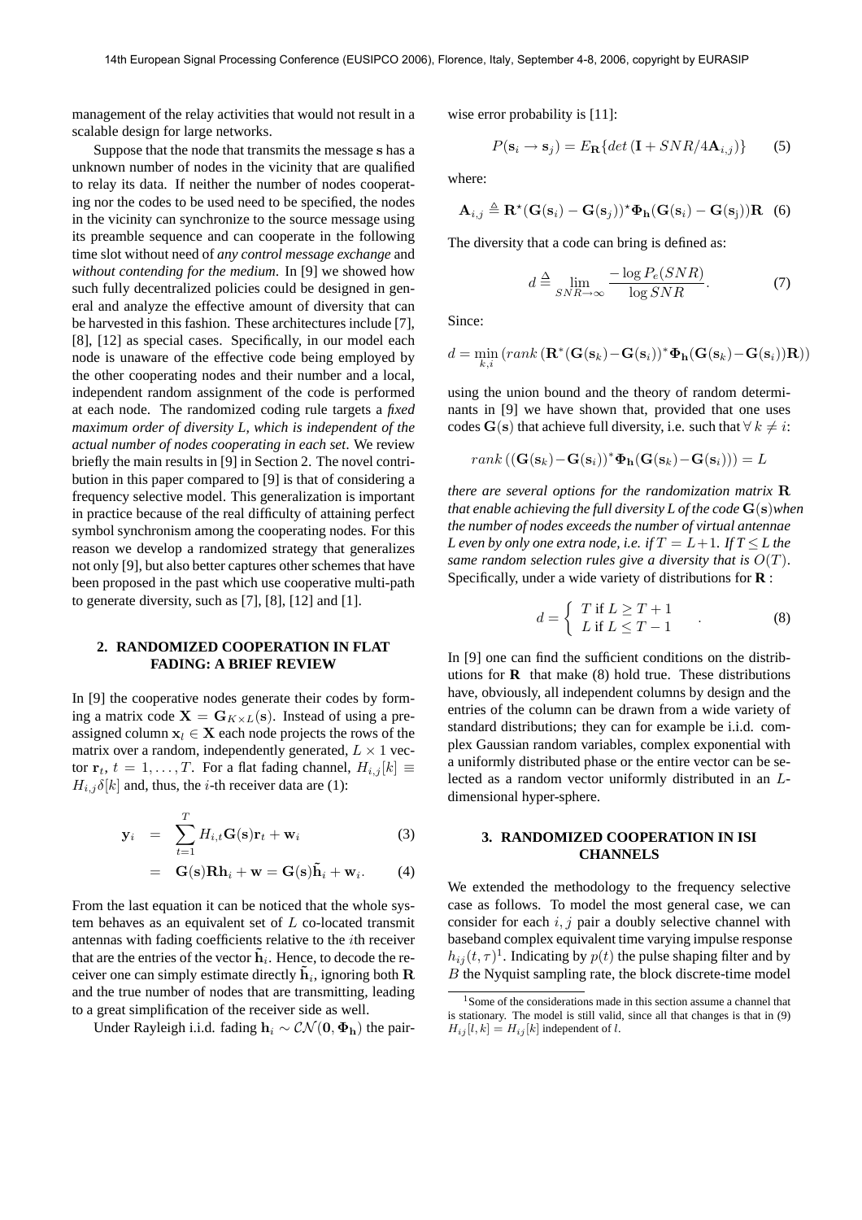management of the relay activities that would not result in a scalable design for large networks.

Suppose that the node that transmits the message $\mathbf{s}$ has a unknown number of nodes in the vicinity that are qualified to relay its data. If neither the number of nodes cooperating nor the codes to be used need to be specified, the nodes in the vicinity can synchronize to the source message using its preamble sequence and can cooperate in the following time slot without need of *any control message exchange* and *without contending for the medium*. In [9] we showed how such fully decentralized policies could be designed in general and analyze the effective amount of diversity that can be harvested in this fashion. These architectures include [7], [8], [12] as special cases. Specifically, in our model each node is unaware of the effective code being employed by the other cooperating nodes and their number and a local, independent random assignment of the code is performed at each node. The randomized coding rule targets a *fixed maximum order of diversity $L$, which is independent of the actual number of nodes cooperating in each set*. We review briefly the main results in [9] in Section 2. The novel contribution in this paper compared to [9] is that of considering a frequency selective model. This generalization is important in practice because of the real difficulty of attaining perfect symbol synchronism among the cooperating nodes. For this reason we develop a randomized strategy that generalizes not only [9], but also better captures other schemes that have been proposed in the past which use cooperative multi-path to generate diversity, such as [7], [8], [12] and [1].

## 2. RANDOMIZED COOPERATION IN FLAT FADING: A BRIEF REVIEW

In [9] the cooperative nodes generate their codes by forming a matrix code $\mathbf{X} = \mathbf{G}_{K\times L}(\mathbf{s})$. Instead of using a preassigned column $\mathbf{x}_l \in \mathbf{X}$ each node projects the rows of the matrix over a random, independently generated, $L \times 1$ vector $\mathbf{r}_t$, $t = 1, \ldots, T$. For a flat fading channel, $H_{i,j}[k] \equiv H_{i,j}\delta[k]$ and, thus, the $i$-th receiver data are (1):

$$
\begin{aligned}
\mathbf{y}_i &= \sum_{t=1}^{T} H_{i,t}\mathbf{G}(\mathbf{s})\mathbf{r}_t + \mathbf{w}_i & (3)\\
&= \mathbf{G}(\mathbf{s})\mathbf{R}\mathbf{h}_i + \mathbf{w} = \mathbf{G}(\mathbf{s})\tilde{\mathbf{h}}_i + \mathbf{w}_i. & (4)
\end{aligned}
$$

From the last equation it can be noticed that the whole system behaves as an equivalent set of $L$ co-located transmit antennas with fading coefficients relative to the $i$th receiver that are the entries of the vector $\tilde{\mathbf{h}}_i$. Hence, to decode the receiver one can simply estimate directly $\tilde{\mathbf{h}}_i$, ignoring both $\mathbf{R}$ and the true number of nodes that are transmitting, leading to a great simplification of the receiver side as well.

Under Rayleigh i.i.d. fading $\mathbf{h}_i \sim \mathcal{CN}(\mathbf{0}, \mathbf{\Phi_h})$ the pairwise error probability is [11]:

$$P(\mathbf{s}_i \to \mathbf{s}_j) = E_{\mathbf{R}}\{det\,(\mathbf{I} + SNR/4\mathbf{A}_{i,j})\} \qquad (5)$$

where:

$$\mathbf{A}_{i,j} \triangleq \mathbf{R}^{\star}(\mathbf{G}(\mathbf{s}_i) - \mathbf{G}(\mathbf{s}_j))^{\star}\mathbf{\Phi_h}(\mathbf{G}(\mathbf{s}_i) - \mathbf{G}(\mathbf{s}_j))\mathbf{R} \quad (6)$$

The diversity that a code can bring is defined as:

$$d \triangleq \lim_{SNR\to\infty} \frac{-\log P_e(SNR)}{\log SNR}. \qquad (7)$$

Since:

$$d = \min_{k,i}\left(rank\left(\mathbf{R}^{*}(\mathbf{G}(\mathbf{s}_k) - \mathbf{G}(\mathbf{s}_i))^{*}\mathbf{\Phi_h}(\mathbf{G}(\mathbf{s}_k) - \mathbf{G}(\mathbf{s}_i))\mathbf{R}\right)\right)$$

using the union bound and the theory of random determinants in [9] we have shown that, provided that one uses codes $\mathbf{G}(\mathbf{s})$ that achieve full diversity, i.e. such that $\forall\, k \neq i$:

$$rank\left((\mathbf{G}(\mathbf{s}_k) - \mathbf{G}(\mathbf{s}_i))^{*}\mathbf{\Phi_h}(\mathbf{G}(\mathbf{s}_k) - \mathbf{G}(\mathbf{s}_i))\right) = L$$

*there are several options for the randomization matrix $\mathbf{R}$ that enable achieving the full diversity $L$ of the code $\mathbf{G}(\mathbf{s})$ when the number of nodes exceeds the number of virtual antennae $L$ even by only one extra node, i.e. if $T = L+1$. If $T \leq L$ the same random selection rules give a diversity that is $O(T)$.* Specifically, under a wide variety of distributions for $\mathbf{R}$ :

$$d = \begin{cases} T \text{ if } L \geq T+1 \\ L \text{ if } L \leq T-1 \end{cases}. \qquad (8)$$

In [9] one can find the sufficient conditions on the distributions for $\mathbf{R}$ that make (8) hold true. These distributions have, obviously, all independent columns by design and the entries of the column can be drawn from a wide variety of standard distributions; they can for example be i.i.d. complex Gaussian random variables, complex exponential with a uniformly distributed phase or the entire vector can be selected as a random vector uniformly distributed in an $L$-dimensional hyper-sphere.

## 3. RANDOMIZED COOPERATION IN ISI CHANNELS

We extended the methodology to the frequency selective case as follows. To model the most general case, we can consider for each $i, j$ pair a doubly selective channel with baseband complex equivalent time varying impulse response $h_{ij}(t, \tau)$[1]. Indicating by $p(t)$ the pulse shaping filter and by $B$ the Nyquist sampling rate, the block discrete-time model

[1] Some of the considerations made in this section assume a channel that is stationary. The model is still valid, since all that changes is that in (9) $H_{ij}[l, k] = H_{ij}[k]$ independent of $l$.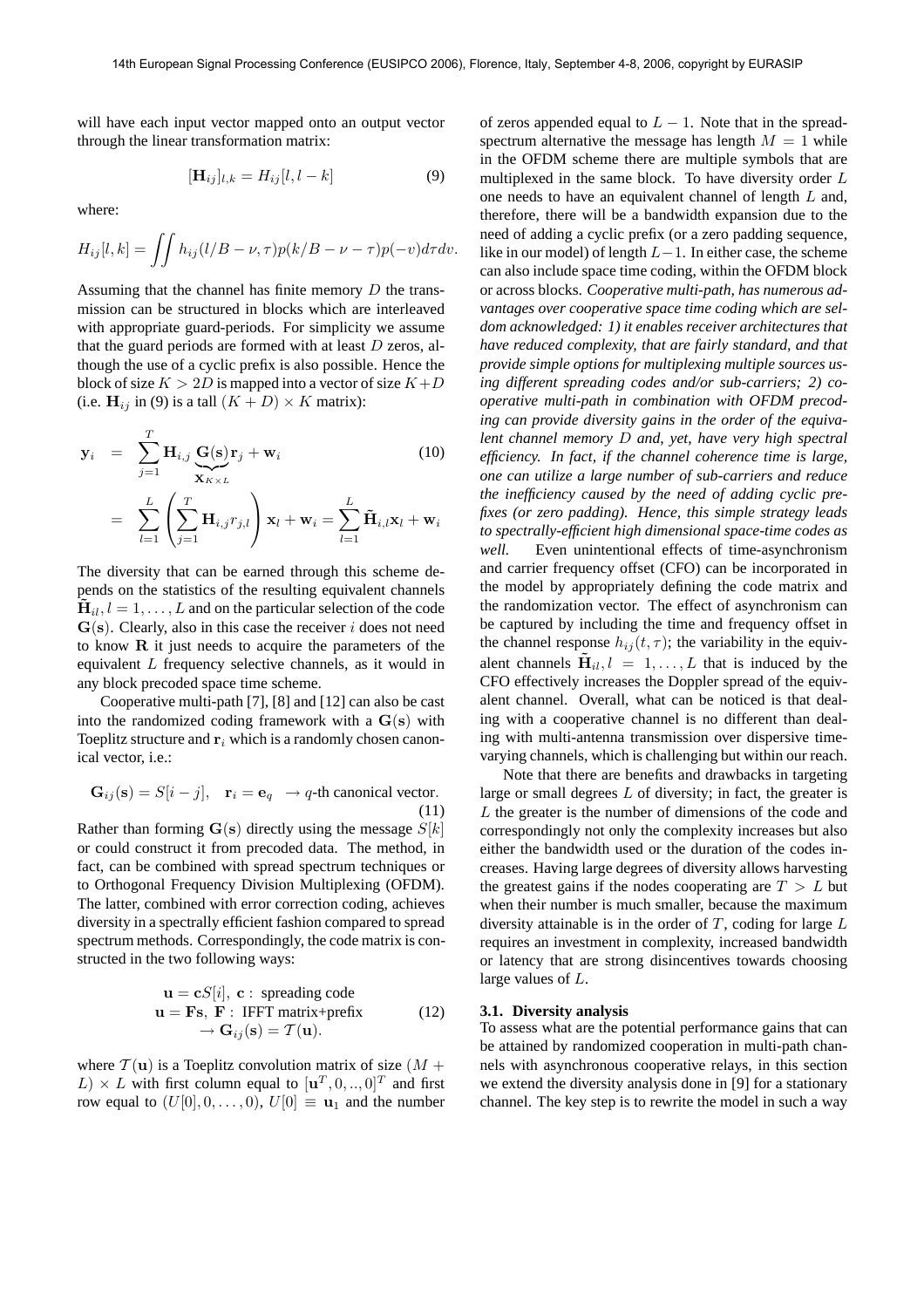will have each input vector mapped onto an output vector through the linear transformation matrix:

$$[\mathbf{H}_{ij}]_{l,k} = H_{ij}[l, l-k] \tag{9}$$

where:

$$H_{ij}[l,k] = \iint h_{ij}(l/B - \nu, \tau) p(k/B - \nu - \tau) p(-v) d\tau dv.$$

Assuming that the channel has finite memory $D$ the transmission can be structured in blocks which are interleaved with appropriate guard-periods. For simplicity we assume that the guard periods are formed with at least $D$ zeros, although the use of a cyclic prefix is also possible. Hence the block of size $K > 2D$ is mapped into a vector of size $K+D$ (i.e. $\mathbf{H}_{ij}$ in (9) is a tall $(K+D) \times K$ matrix):

$$\begin{aligned}
\mathbf{y}_i &= \sum_{j=1}^{T} \mathbf{H}_{i,j} \underbrace{\mathbf{G}(\mathbf{s})}_{\mathbf{X}_{K \times L}} \mathbf{r}_j + \mathbf{w}_i \qquad (10) \\
&= \sum_{l=1}^{L} \left( \sum_{j=1}^{T} \mathbf{H}_{i,j} r_{j,l} \right) \mathbf{x}_l + \mathbf{w}_i = \sum_{l=1}^{L} \tilde{\mathbf{H}}_{i,l} \mathbf{x}_l + \mathbf{w}_i
\end{aligned}$$

The diversity that can be earned through this scheme depends on the statistics of the resulting equivalent channels $\tilde{\mathbf{H}}_{il}, l = 1, \ldots, L$ and on the particular selection of the code $\mathbf{G}(\mathbf{s})$. Clearly, also in this case the receiver $i$ does not need to know $\mathbf{R}$ it just needs to acquire the parameters of the equivalent $L$ frequency selective channels, as it would in any block precoded space time scheme.

Cooperative multi-path [7], [8] and [12] can also be cast into the randomized coding framework with a $\mathbf{G}(\mathbf{s})$ with Toeplitz structure and $\mathbf{r}_i$ which is a randomly chosen canonical vector, i.e.:

$$\mathbf{G}_{ij}(\mathbf{s}) = S[i-j], \quad \mathbf{r}_i = \mathbf{e}_q \quad \rightarrow q\text{-th canonical vector}. \tag{11}$$

Rather than forming $\mathbf{G}(\mathbf{s})$ directly using the message $S[k]$ or could construct it from precoded data. The method, in fact, can be combined with spread spectrum techniques or to Orthogonal Frequency Division Multiplexing (OFDM). The latter, combined with error correction coding, achieves diversity in a spectrally efficient fashion compared to spread spectrum methods. Correspondingly, the code matrix is constructed in the two following ways:

$$\begin{gathered}
\mathbf{u} = \mathbf{c}S[i], \ \mathbf{c}: \text{ spreading code} \\
\mathbf{u} = \mathbf{F}\mathbf{s}, \ \mathbf{F}: \text{ IFFT matrix+prefix} \\
\rightarrow \mathbf{G}_{ij}(\mathbf{s}) = \mathcal{T}(\mathbf{u}).
\end{gathered} \tag{12}$$

where $\mathcal{T}(\mathbf{u})$ is a Toeplitz convolution matrix of size $(M + L) \times L$ with first column equal to $[\mathbf{u}^T, 0, .., 0]^T$ and first row equal to $(U[0], 0, \ldots, 0)$, $U[0] \equiv \mathbf{u}_1$ and the number of zeros appended equal to $L-1$. Note that in the spread-spectrum alternative the message has length $M = 1$ while in the OFDM scheme there are multiple symbols that are multiplexed in the same block. To have diversity order $L$ one needs to have an equivalent channel of length $L$ and, therefore, there will be a bandwidth expansion due to the need of adding a cyclic prefix (or a zero padding sequence, like in our model) of length $L-1$. In either case, the scheme can also include space time coding, within the OFDM block or across blocks. *Cooperative multi-path, has numerous advantages over cooperative space time coding which are seldom acknowledged: 1) it enables receiver architectures that have reduced complexity, that are fairly standard, and that provide simple options for multiplexing multiple sources using different spreading codes and/or sub-carriers; 2) cooperative multi-path in combination with OFDM precoding can provide diversity gains in the order of the equivalent channel memory $D$ and, yet, have very high spectral efficiency. In fact, if the channel coherence time is large, one can utilize a large number of sub-carriers and reduce the inefficiency caused by the need of adding cyclic prefixes (or zero padding). Hence, this simple strategy leads to spectrally-efficient high dimensional space-time codes as well.* Even unintentional effects of time-asynchronism and carrier frequency offset (CFO) can be incorporated in the model by appropriately defining the code matrix and the randomization vector. The effect of asynchronism can be captured by including the time and frequency offset in the channel response $h_{ij}(t, \tau)$; the variability in the equivalent channels $\tilde{\mathbf{H}}_{il}, l = 1, \ldots, L$ that is induced by the CFO effectively increases the Doppler spread of the equivalent channel. Overall, what can be noticed is that dealing with a cooperative channel is no different than dealing with multi-antenna transmission over dispersive time-varying channels, which is challenging but within our reach.

Note that there are benefits and drawbacks in targeting large or small degrees $L$ of diversity; in fact, the greater is $L$ the greater is the number of dimensions of the code and correspondingly not only the complexity increases but also either the bandwidth used or the duration of the codes increases. Having large degrees of diversity allows harvesting the greatest gains if the nodes cooperating are $T > L$ but when their number is much smaller, because the maximum diversity attainable is in the order of $T$, coding for large $L$ requires an investment in complexity, increased bandwidth or latency that are strong disincentives towards choosing large values of $L$.

### 3.1. Diversity analysis

To assess what are the potential performance gains that can be attained by randomized cooperation in multi-path channels with asynchronous cooperative relays, in this section we extend the diversity analysis done in [9] for a stationary channel. The key step is to rewrite the model in such a way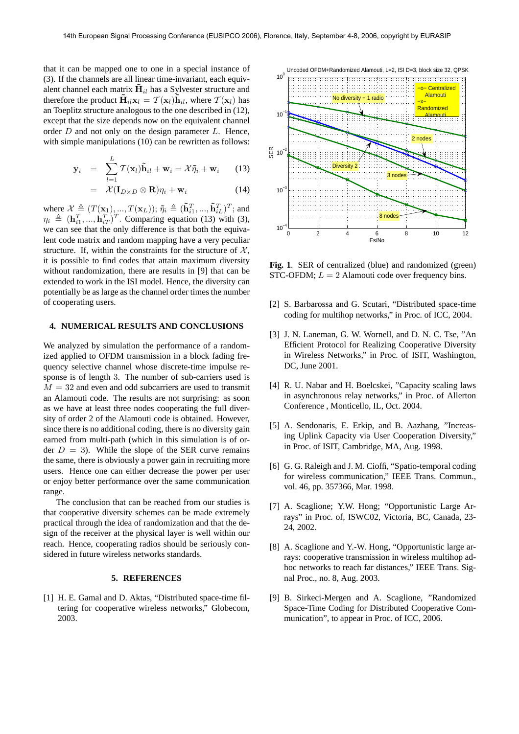that it can be mapped one to one in a special instance of (3). If the channels are all linear time-invariant, each equivalent channel each matrix $\tilde{\mathbf{H}}_{il}$ has a Sylvester structure and therefore the product $\tilde{\mathbf{H}}_{il}\mathbf{x}_l = \mathcal{T}(\mathbf{x}_l)\tilde{\mathbf{h}}_{il}$, where $\mathcal{T}(\mathbf{x}_l)$ has an Toeplitz structure analogous to the one described in (12), except that the size depends now on the equivalent channel order $D$ and not only on the design parameter $L$. Hence, with simple manipulations (10) can be rewritten as follows:

$$\mathbf{y}_i = \sum_{l=1}^{L} \mathcal{T}(\mathbf{x}_l)\tilde{\mathbf{h}}_{il} + \mathbf{w}_i = \mathcal{X}\tilde{\eta}_i + \mathbf{w}_i \qquad (13)$$

$$= \mathcal{X}(\mathbf{I}_{D\times D} \otimes \mathbf{R})\eta_i + \mathbf{w}_i \qquad (14)$$

where $\mathcal{X} \triangleq (T(\mathbf{x}_1), ..., T(\mathbf{x}_L))$; $\tilde{\eta}_i \triangleq (\tilde{\mathbf{h}}_{i1}^T, ..., \tilde{\mathbf{h}}_{iL}^T)^T$; and $\eta_i \triangleq (\mathbf{h}_{i1}^T, ..., \mathbf{h}_{iT}^T)^T$. Comparing equation (13) with (3), we can see that the only difference is that both the equivalent code matrix and random mapping have a very peculiar structure. If, within the constraints for the structure of $\mathcal{X}$, it is possible to find codes that attain maximum diversity without randomization, there are results in [9] that can be extended to work in the ISI model. Hence, the diversity can potentially be as large as the channel order times the number of cooperating users.

## 4. NUMERICAL RESULTS AND CONCLUSIONS

We analyzed by simulation the performance of a randomized applied to OFDM transmission in a block fading frequency selective channel whose discrete-time impulse response is of length 3. The number of sub-carriers used is $M = 32$ and even and odd subcarriers are used to transmit an Alamouti code. The results are not surprising: as soon as we have at least three nodes cooperating the full diversity of order 2 of the Alamouti code is obtained. However, since there is no additional coding, there is no diversity gain earned from multi-path (which in this simulation is of order $D = 3$). While the slope of the SER curve remains the same, there is obviously a power gain in recruiting more users. Hence one can either decrease the power per user or enjoy better performance over the same communication range.

The conclusion that can be reached from our studies is that cooperative diversity schemes can be made extremely practical through the idea of randomization and that the design of the receiver at the physical layer is well within our reach. Hence, cooperating radios should be seriously considered in future wireless networks standards.

**Fig. 1**. SER of centralized (blue) and randomized (green) STC-OFDM; $L = 2$ Alamouti code over frequency bins.

## 5. REFERENCES

[1] H. E. Gamal and D. Aktas, "Distributed space-time filtering for cooperative wireless networks," Globecom, 2003.

[2] S. Barbarossa and G. Scutari, "Distributed space-time coding for multihop networks," in Proc. of ICC, 2004.

[3] J. N. Laneman, G. W. Wornell, and D. N. C. Tse, "An Efficient Protocol for Realizing Cooperative Diversity in Wireless Networks," in Proc. of ISIT, Washington, DC, June 2001.

[4] R. U. Nabar and H. Boelcskei, "Capacity scaling laws in asynchronous relay networks," in Proc. of Allerton Conference , Monticello, IL, Oct. 2004.

[5] A. Sendonaris, E. Erkip, and B. Aazhang, "Increasing Uplink Capacity via User Cooperation Diversity," in Proc. of ISIT, Cambridge, MA, Aug. 1998.

[6] G. G. Raleigh and J. M. Cioffi, "Spatio-temporal coding for wireless communication," IEEE Trans. Commun., vol. 46, pp. 357366, Mar. 1998.

[7] A. Scaglione; Y.W. Hong; "Opportunistic Large Arrays" in Proc. of, ISWC02, Victoria, BC, Canada, 23-24, 2002.

[8] A. Scaglione and Y.-W. Hong, "Opportunistic large arrays: cooperative transmission in wireless multihop adhoc networks to reach far distances," IEEE Trans. Signal Proc., no. 8, Aug. 2003.

[9] B. Sirkeci-Mergen and A. Scaglione, "Randomized Space-Time Coding for Distributed Cooperative Communication", to appear in Proc. of ICC, 2006.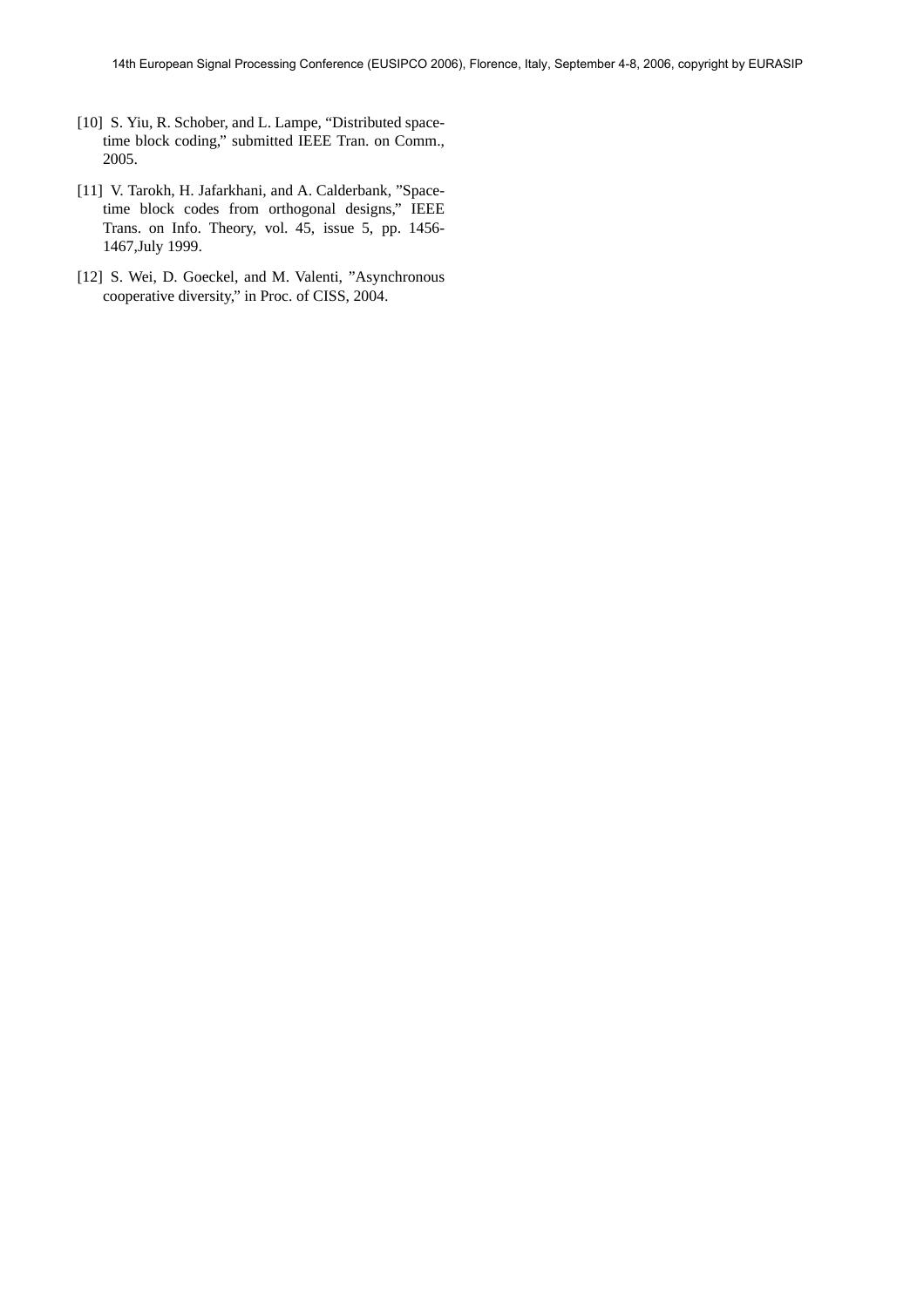[10] S. Yiu, R. Schober, and L. Lampe, “Distributed space-time block coding,” submitted IEEE Tran. on Comm., 2005.

[11] V. Tarokh, H. Jafarkhani, and A. Calderbank, ”Space-time block codes from orthogonal designs,” IEEE Trans. on Info. Theory, vol. 45, issue 5, pp. 1456-1467,July 1999.

[12] S. Wei, D. Goeckel, and M. Valenti, ”Asynchronous cooperative diversity,” in Proc. of CISS, 2004.